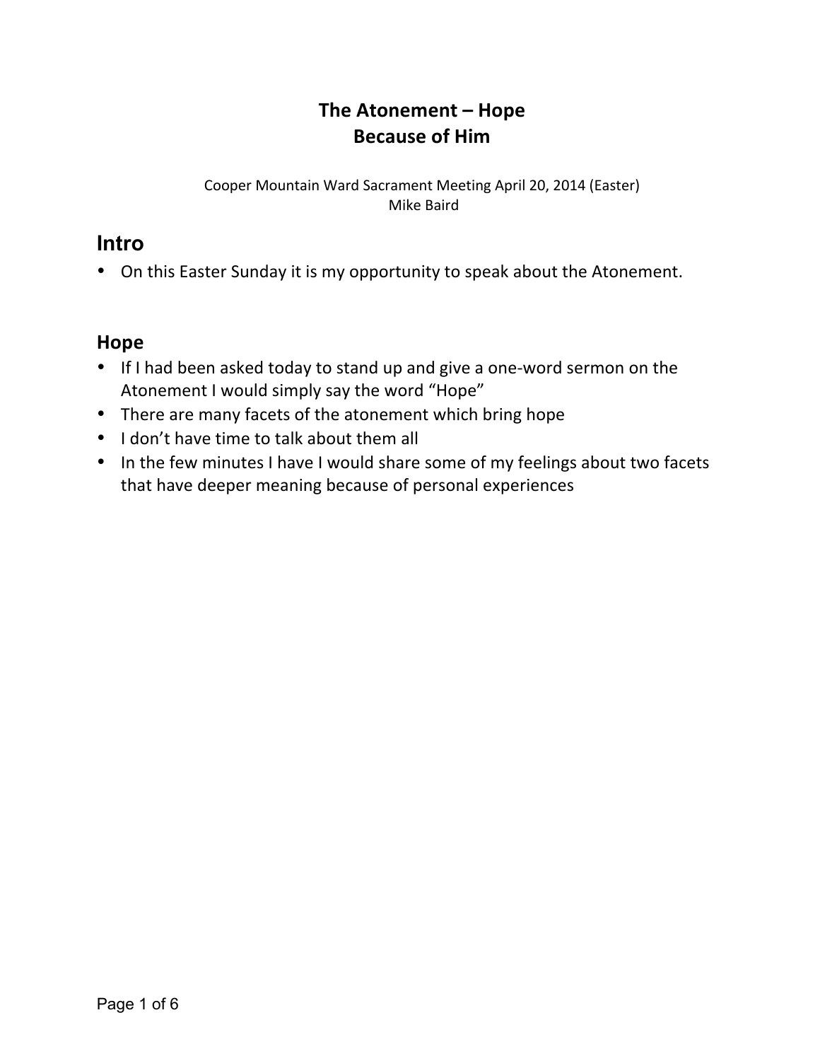# The Atonement – Hope
# Because of Him

Cooper Mountain Ward Sacrament Meeting April 20, 2014 (Easter)
Mike Baird

## Intro

- On this Easter Sunday it is my opportunity to speak about the Atonement.

## Hope

- If I had been asked today to stand up and give a one-word sermon on the Atonement I would simply say the word "Hope"
- There are many facets of the atonement which bring hope
- I don't have time to talk about them all
- In the few minutes I have I would share some of my feelings about two facets that have deeper meaning because of personal experiences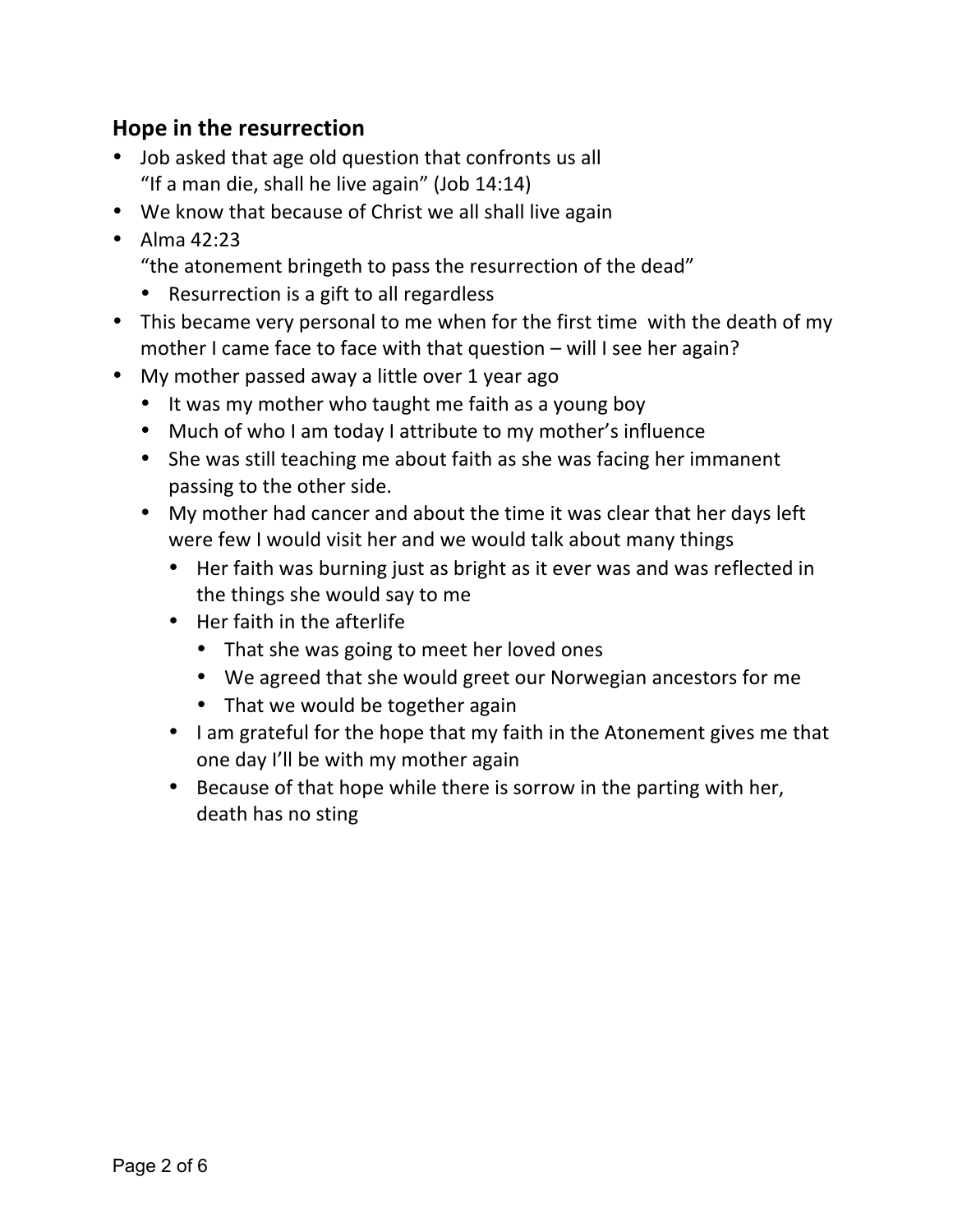## Hope in the resurrection

- Job asked that age old question that confronts us all
  "If a man die, shall he live again" (Job 14:14)
- We know that because of Christ we all shall live again
- Alma 42:23
  "the atonement bringeth to pass the resurrection of the dead"
  - Resurrection is a gift to all regardless
- This became very personal to me when for the first time with the death of my mother I came face to face with that question – will I see her again?
- My mother passed away a little over 1 year ago
  - It was my mother who taught me faith as a young boy
  - Much of who I am today I attribute to my mother's influence
  - She was still teaching me about faith as she was facing her immanent passing to the other side.
  - My mother had cancer and about the time it was clear that her days left were few I would visit her and we would talk about many things
    - Her faith was burning just as bright as it ever was and was reflected in the things she would say to me
    - Her faith in the afterlife
      - That she was going to meet her loved ones
      - We agreed that she would greet our Norwegian ancestors for me
      - That we would be together again
    - I am grateful for the hope that my faith in the Atonement gives me that one day I'll be with my mother again
    - Because of that hope while there is sorrow in the parting with her, death has no sting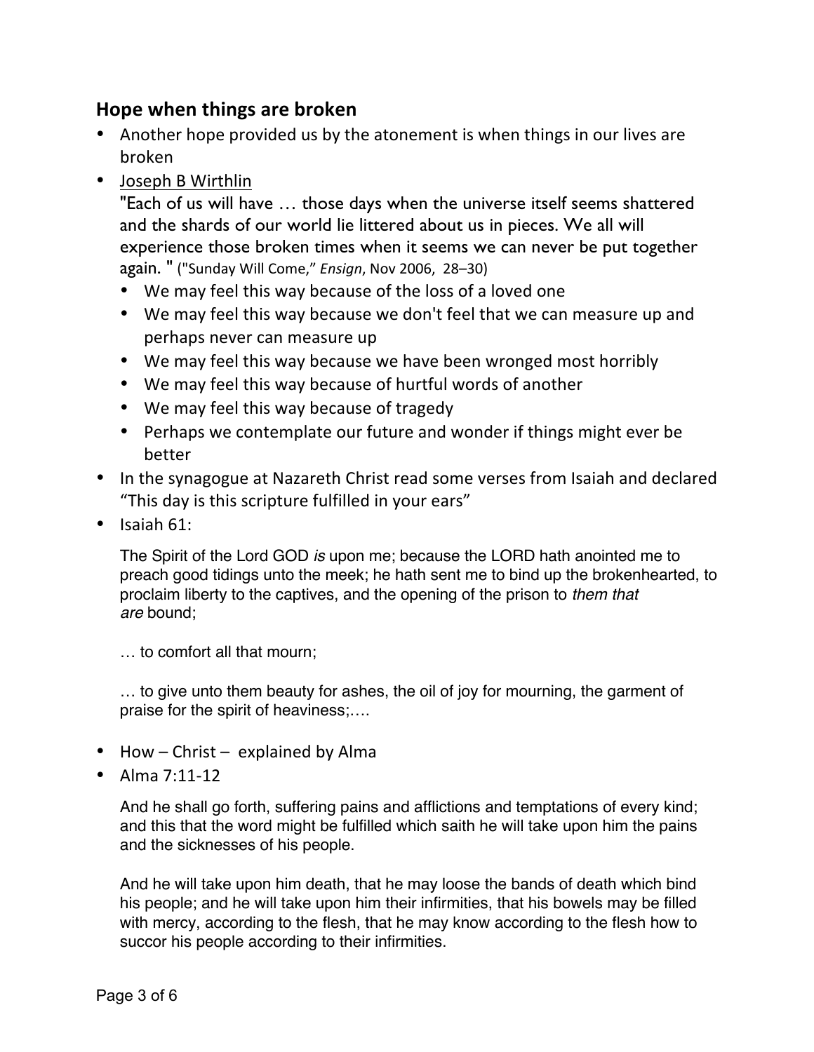## Hope when things are broken

- Another hope provided us by the atonement is when things in our lives are broken
- Joseph B Wirthlin
  "Each of us will have … those days when the universe itself seems shattered and the shards of our world lie littered about us in pieces. We all will experience those broken times when it seems we can never be put together again. " ("Sunday Will Come," *Ensign*, Nov 2006, 28–30)
  - We may feel this way because of the loss of a loved one
  - We may feel this way because we don't feel that we can measure up and perhaps never can measure up
  - We may feel this way because we have been wronged most horribly
  - We may feel this way because of hurtful words of another
  - We may feel this way because of tragedy
  - Perhaps we contemplate our future and wonder if things might ever be better
- In the synagogue at Nazareth Christ read some verses from Isaiah and declared "This day is this scripture fulfilled in your ears"
- Isaiah 61:

  The Spirit of the Lord GOD *is* upon me; because the LORD hath anointed me to preach good tidings unto the meek; he hath sent me to bind up the brokenhearted, to proclaim liberty to the captives, and the opening of the prison to *them that are* bound;

  … to comfort all that mourn;

  … to give unto them beauty for ashes, the oil of joy for mourning, the garment of praise for the spirit of heaviness;….

- How – Christ – explained by Alma
- Alma 7:11-12

  And he shall go forth, suffering pains and afflictions and temptations of every kind; and this that the word might be fulfilled which saith he will take upon him the pains and the sicknesses of his people.

  And he will take upon him death, that he may loose the bands of death which bind his people; and he will take upon him their infirmities, that his bowels may be filled with mercy, according to the flesh, that he may know according to the flesh how to succor his people according to their infirmities.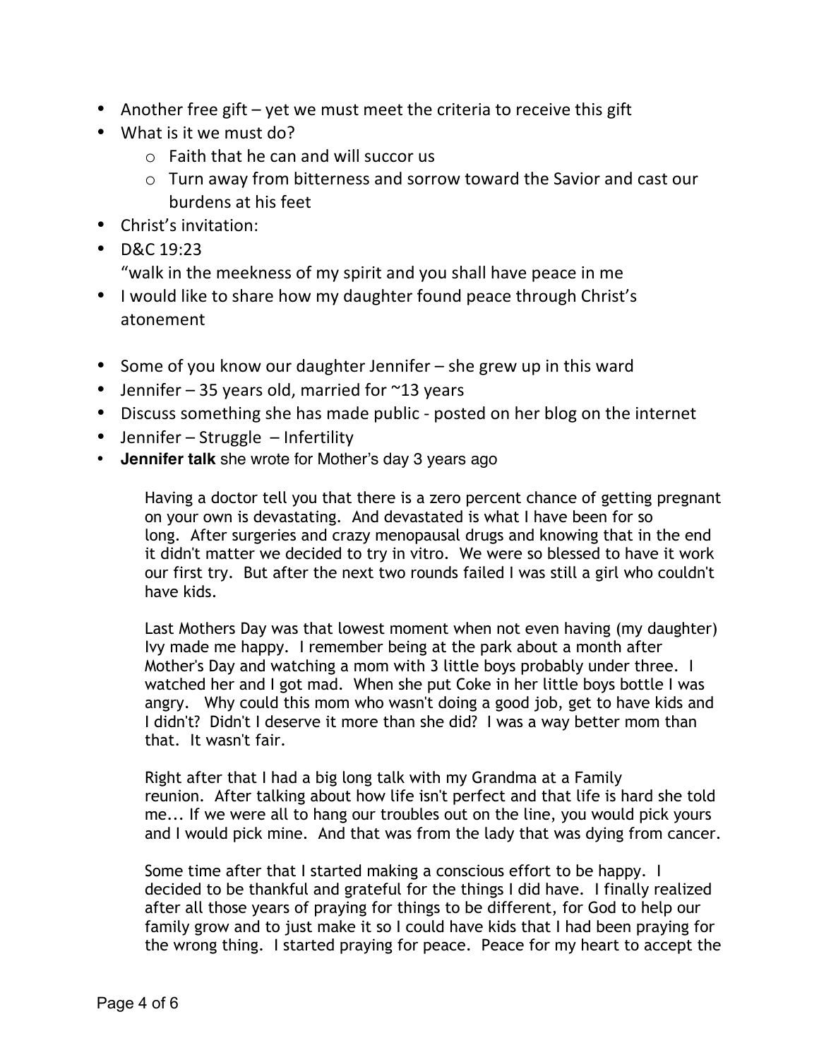- Another free gift – yet we must meet the criteria to receive this gift
- What is it we must do?
  - Faith that he can and will succor us
  - Turn away from bitterness and sorrow toward the Savior and cast our burdens at his feet
- Christ's invitation:
- D&C 19:23
  "walk in the meekness of my spirit and you shall have peace in me
- I would like to share how my daughter found peace through Christ's atonement

- Some of you know our daughter Jennifer – she grew up in this ward
- Jennifer – 35 years old, married for ~13 years
- Discuss something she has made public - posted on her blog on the internet
- Jennifer – Struggle – Infertility
- **Jennifer talk** she wrote for Mother's day 3 years ago

  Having a doctor tell you that there is a zero percent chance of getting pregnant on your own is devastating. And devastated is what I have been for so long. After surgeries and crazy menopausal drugs and knowing that in the end it didn't matter we decided to try in vitro. We were so blessed to have it work our first try. But after the next two rounds failed I was still a girl who couldn't have kids.

  Last Mothers Day was that lowest moment when not even having (my daughter) Ivy made me happy. I remember being at the park about a month after Mother's Day and watching a mom with 3 little boys probably under three. I watched her and I got mad. When she put Coke in her little boys bottle I was angry. Why could this mom who wasn't doing a good job, get to have kids and I didn't? Didn't I deserve it more than she did? I was a way better mom than that. It wasn't fair.

  Right after that I had a big long talk with my Grandma at a Family reunion. After talking about how life isn't perfect and that life is hard she told me... If we were all to hang our troubles out on the line, you would pick yours and I would pick mine. And that was from the lady that was dying from cancer.

  Some time after that I started making a conscious effort to be happy. I decided to be thankful and grateful for the things I did have. I finally realized after all those years of praying for things to be different, for God to help our family grow and to just make it so I could have kids that I had been praying for the wrong thing. I started praying for peace. Peace for my heart to accept the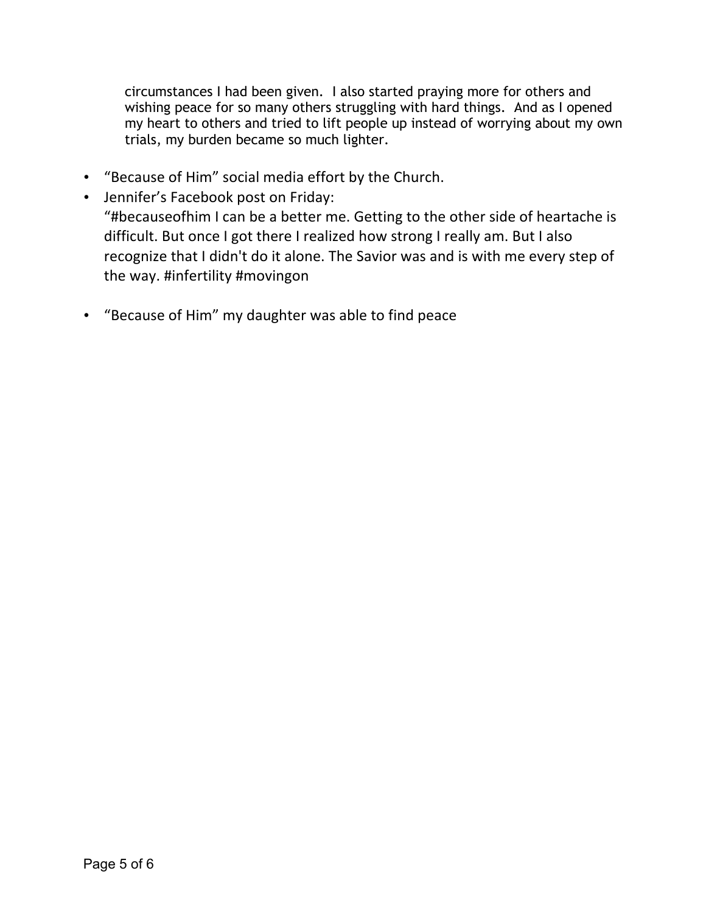> circumstances I had been given. I also started praying more for others and wishing peace for so many others struggling with hard things. And as I opened my heart to others and tried to lift people up instead of worrying about my own trials, my burden became so much lighter.

- "Because of Him" social media effort by the Church.
- Jennifer's Facebook post on Friday:
  "#becauseofhim I can be a better me. Getting to the other side of heartache is difficult. But once I got there I realized how strong I really am. But I also recognize that I didn't do it alone. The Savior was and is with me every step of the way. #infertility #movingon

- "Because of Him" my daughter was able to find peace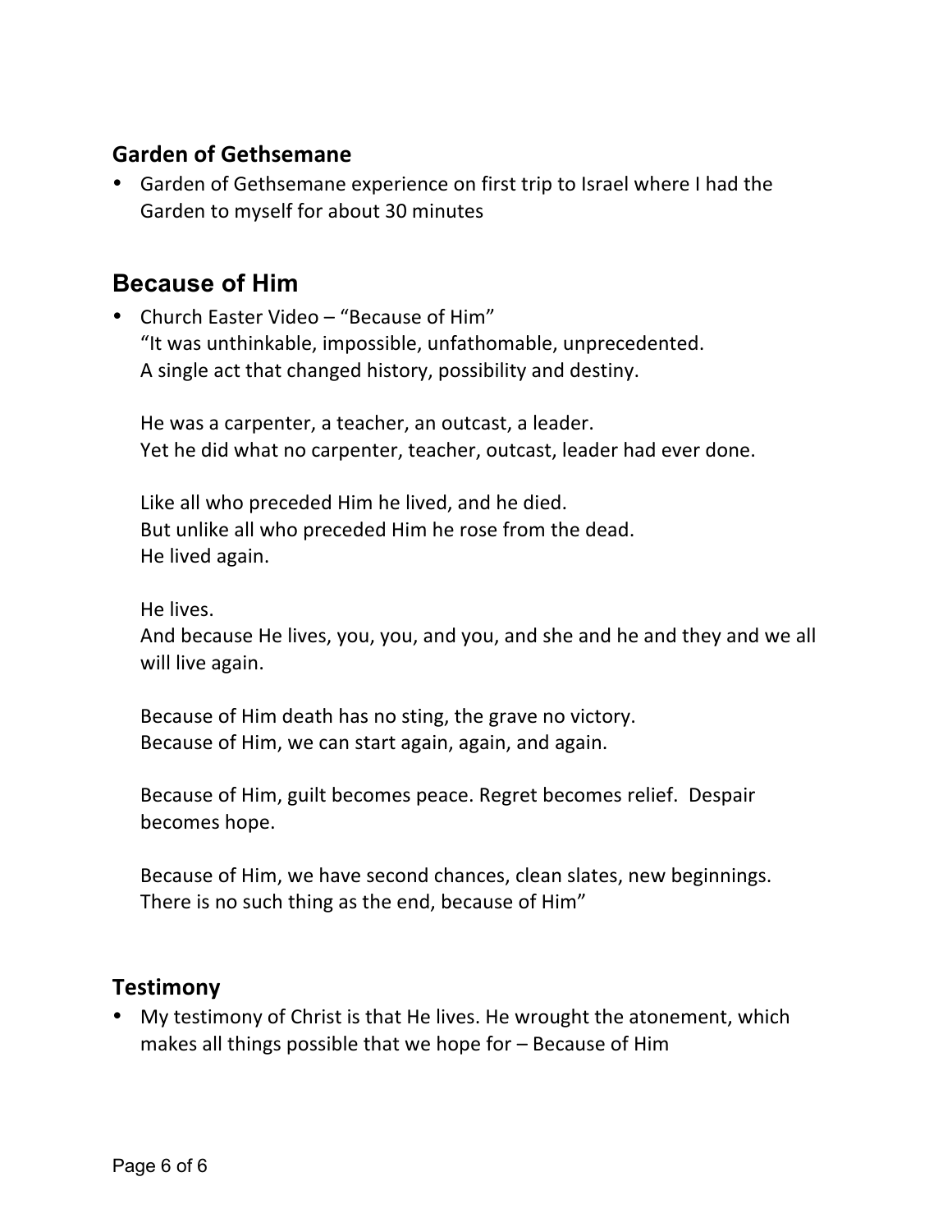### Garden of Gethsemane

- Garden of Gethsemane experience on first trip to Israel where I had the Garden to myself for about 30 minutes

## Because of Him

- Church Easter Video – "Because of Him"
  "It was unthinkable, impossible, unfathomable, unprecedented.
  A single act that changed history, possibility and destiny.

  He was a carpenter, a teacher, an outcast, a leader.
  Yet he did what no carpenter, teacher, outcast, leader had ever done.

  Like all who preceded Him he lived, and he died.
  But unlike all who preceded Him he rose from the dead.
  He lived again.

  He lives.
  And because He lives, you, you, and you, and she and he and they and we all will live again.

  Because of Him death has no sting, the grave no victory.
  Because of Him, we can start again, again, and again.

  Because of Him, guilt becomes peace. Regret becomes relief. Despair becomes hope.

  Because of Him, we have second chances, clean slates, new beginnings.
  There is no such thing as the end, because of Him"

### Testimony

- My testimony of Christ is that He lives. He wrought the atonement, which makes all things possible that we hope for – Because of Him